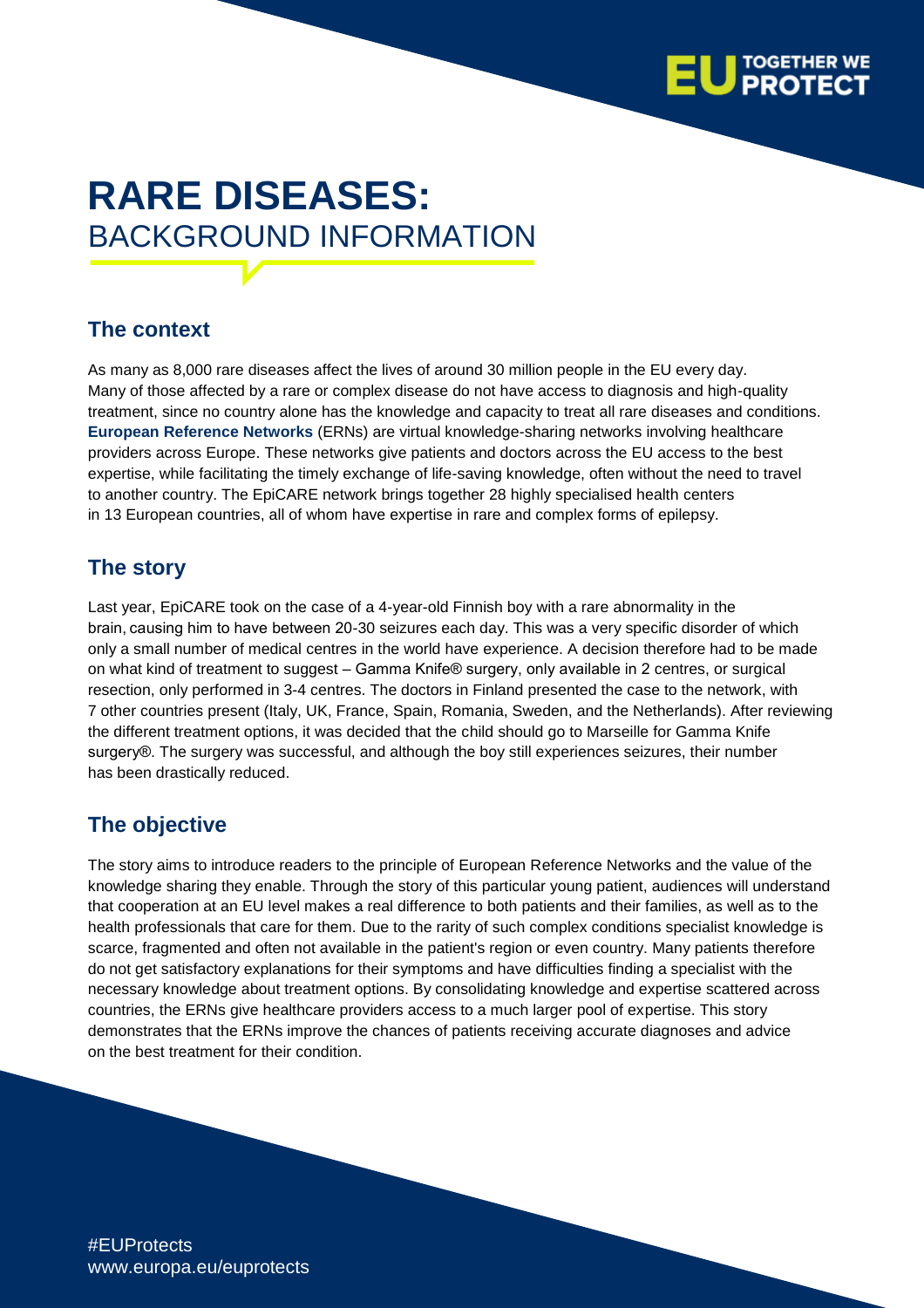EU TOGETHER WE PROTECT

# RARE DISEASES:
BACKGROUND INFORMATION

## The context

As many as 8,000 rare diseases affect the lives of around 30 million people in the EU every day. Many of those affected by a rare or complex disease do not have access to diagnosis and high-quality treatment, since no country alone has the knowledge and capacity to treat all rare diseases and conditions. **European Reference Networks** (ERNs) are virtual knowledge-sharing networks involving healthcare providers across Europe. These networks give patients and doctors across the EU access to the best expertise, while facilitating the timely exchange of life-saving knowledge, often without the need to travel to another country. The EpiCARE network brings together 28 highly specialised health centers in 13 European countries, all of whom have expertise in rare and complex forms of epilepsy.

## The story

Last year, EpiCARE took on the case of a 4-year-old Finnish boy with a rare abnormality in the brain, causing him to have between 20-30 seizures each day. This was a very specific disorder of which only a small number of medical centres in the world have experience. A decision therefore had to be made on what kind of treatment to suggest – Gamma Knife® surgery, only available in 2 centres, or surgical resection, only performed in 3-4 centres. The doctors in Finland presented the case to the network, with 7 other countries present (Italy, UK, France, Spain, Romania, Sweden, and the Netherlands). After reviewing the different treatment options, it was decided that the child should go to Marseille for Gamma Knife surgery®. The surgery was successful, and although the boy still experiences seizures, their number has been drastically reduced.

## The objective

The story aims to introduce readers to the principle of European Reference Networks and the value of the knowledge sharing they enable. Through the story of this particular young patient, audiences will understand that cooperation at an EU level makes a real difference to both patients and their families, as well as to the health professionals that care for them. Due to the rarity of such complex conditions specialist knowledge is scarce, fragmented and often not available in the patient's region or even country. Many patients therefore do not get satisfactory explanations for their symptoms and have difficulties finding a specialist with the necessary knowledge about treatment options. By consolidating knowledge and expertise scattered across countries, the ERNs give healthcare providers access to a much larger pool of expertise. This story demonstrates that the ERNs improve the chances of patients receiving accurate diagnoses and advice on the best treatment for their condition.

#EUProtects
www.europa.eu/euprotects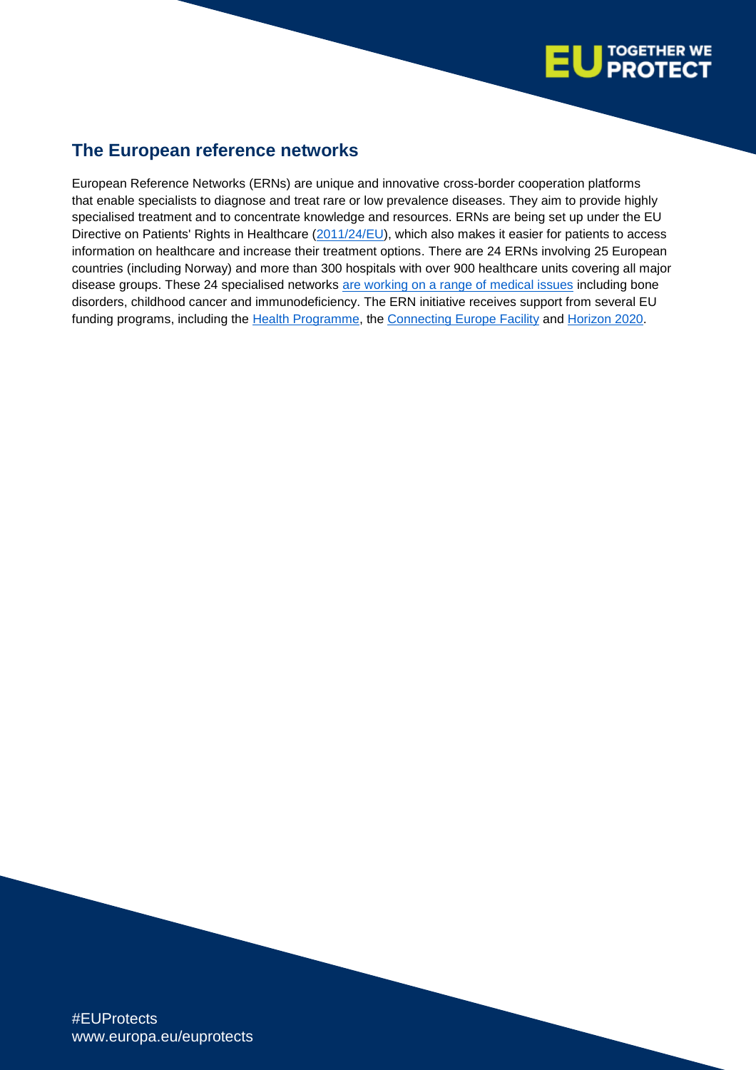## The European reference networks

European Reference Networks (ERNs) are unique and innovative cross-border cooperation platforms that enable specialists to diagnose and treat rare or low prevalence diseases. They aim to provide highly specialised treatment and to concentrate knowledge and resources. ERNs are being set up under the EU Directive on Patients' Rights in Healthcare (2011/24/EU), which also makes it easier for patients to access information on healthcare and increase their treatment options. There are 24 ERNs involving 25 European countries (including Norway) and more than 300 hospitals with over 900 healthcare units covering all major disease groups. These 24 specialised networks are working on a range of medical issues including bone disorders, childhood cancer and immunodeficiency. The ERN initiative receives support from several EU funding programs, including the Health Programme, the Connecting Europe Facility and Horizon 2020.

#EUProtects
www.europa.eu/euprotects